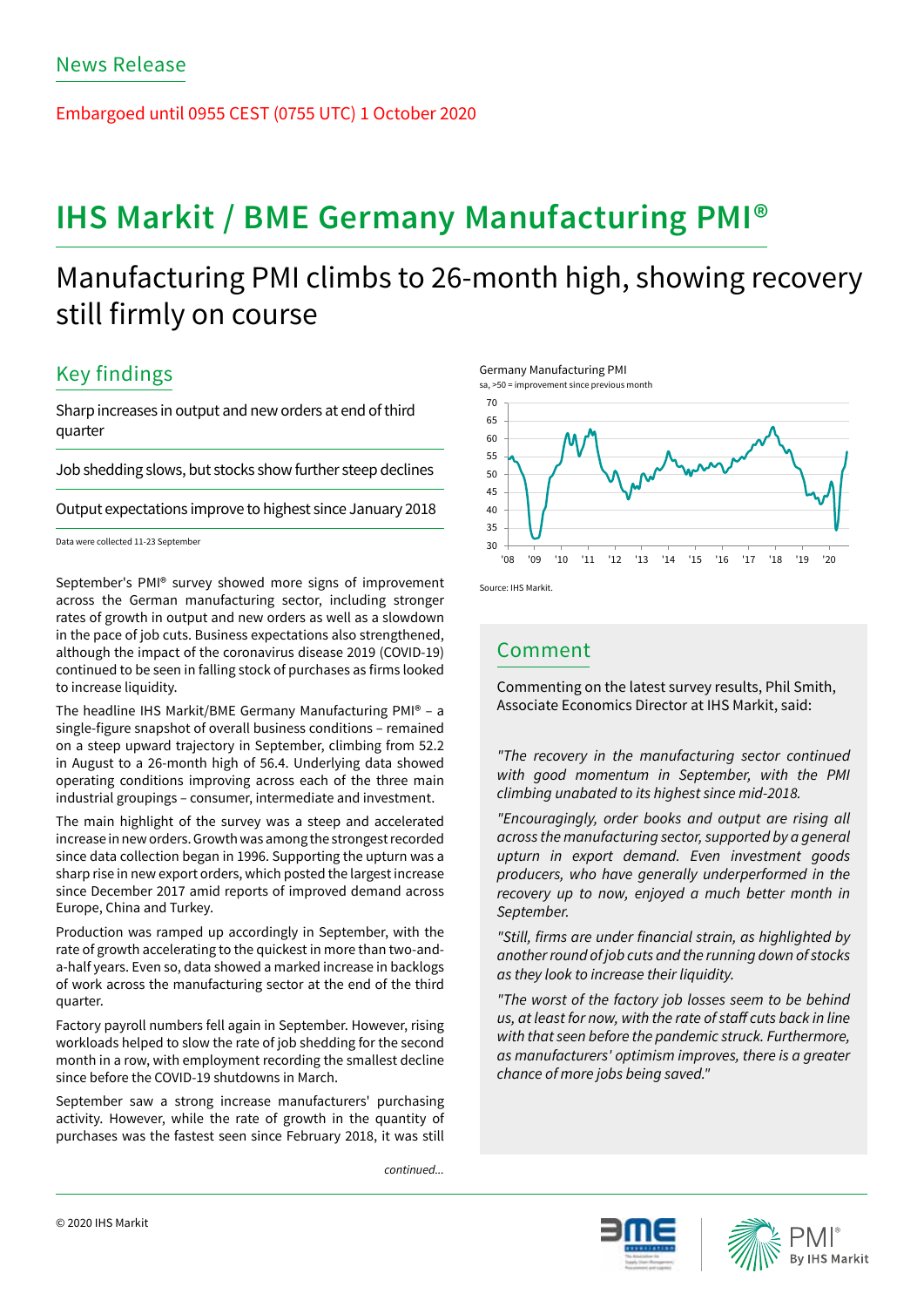News Release

Embargoed until 0955 CEST (0755 UTC) 1 October 2020

# IHS Markit / BME Germany Manufacturing PMI®

## Manufacturing PMI climbs to 26-month high, showing recovery still firmly on course

### Key findings

Sharp increases in output and new orders at end of third quarter

Job shedding slows, but stocks show further steep declines

Output expectations improve to highest since January 2018

Data were collected 11-23 September

September's PMI® survey showed more signs of improvement across the German manufacturing sector, including stronger rates of growth in output and new orders as well as a slowdown in the pace of job cuts. Business expectations also strengthened, although the impact of the coronavirus disease 2019 (COVID-19) continued to be seen in falling stock of purchases as firms looked to increase liquidity.

The headline IHS Markit/BME Germany Manufacturing PMI® – a single-figure snapshot of overall business conditions – remained on a steep upward trajectory in September, climbing from 52.2 in August to a 26-month high of 56.4. Underlying data showed operating conditions improving across each of the three main industrial groupings – consumer, intermediate and investment.

The main highlight of the survey was a steep and accelerated increase in new orders. Growth was among the strongest recorded since data collection began in 1996. Supporting the upturn was a sharp rise in new export orders, which posted the largest increase since December 2017 amid reports of improved demand across Europe, China and Turkey.

Production was ramped up accordingly in September, with the rate of growth accelerating to the quickest in more than two-and-a-half years. Even so, data showed a marked increase in backlogs of work across the manufacturing sector at the end of the third quarter.

Factory payroll numbers fell again in September. However, rising workloads helped to slow the rate of job shedding for the second month in a row, with employment recording the smallest decline since before the COVID-19 shutdowns in March.

September saw a strong increase manufacturers' purchasing activity. However, while the rate of growth in the quantity of purchases was the fastest seen since February 2018, it was still

continued...

Germany Manufacturing PMI
sa, >50 = improvement since previous month

Source: IHS Markit.

### Comment

Commenting on the latest survey results, Phil Smith, Associate Economics Director at IHS Markit, said:

*"The recovery in the manufacturing sector continued with good momentum in September, with the PMI climbing unabated to its highest since mid-2018.*

*"Encouragingly, order books and output are rising all across the manufacturing sector, supported by a general upturn in export demand. Even investment goods producers, who have generally underperformed in the recovery up to now, enjoyed a much better month in September.*

*"Still, firms are under financial strain, as highlighted by another round of job cuts and the running down of stocks as they look to increase their liquidity.*

*"The worst of the factory job losses seem to be behind us, at least for now, with the rate of staff cuts back in line with that seen before the pandemic struck. Furthermore, as manufacturers' optimism improves, there is a greater chance of more jobs being saved."*

© 2020 IHS Markit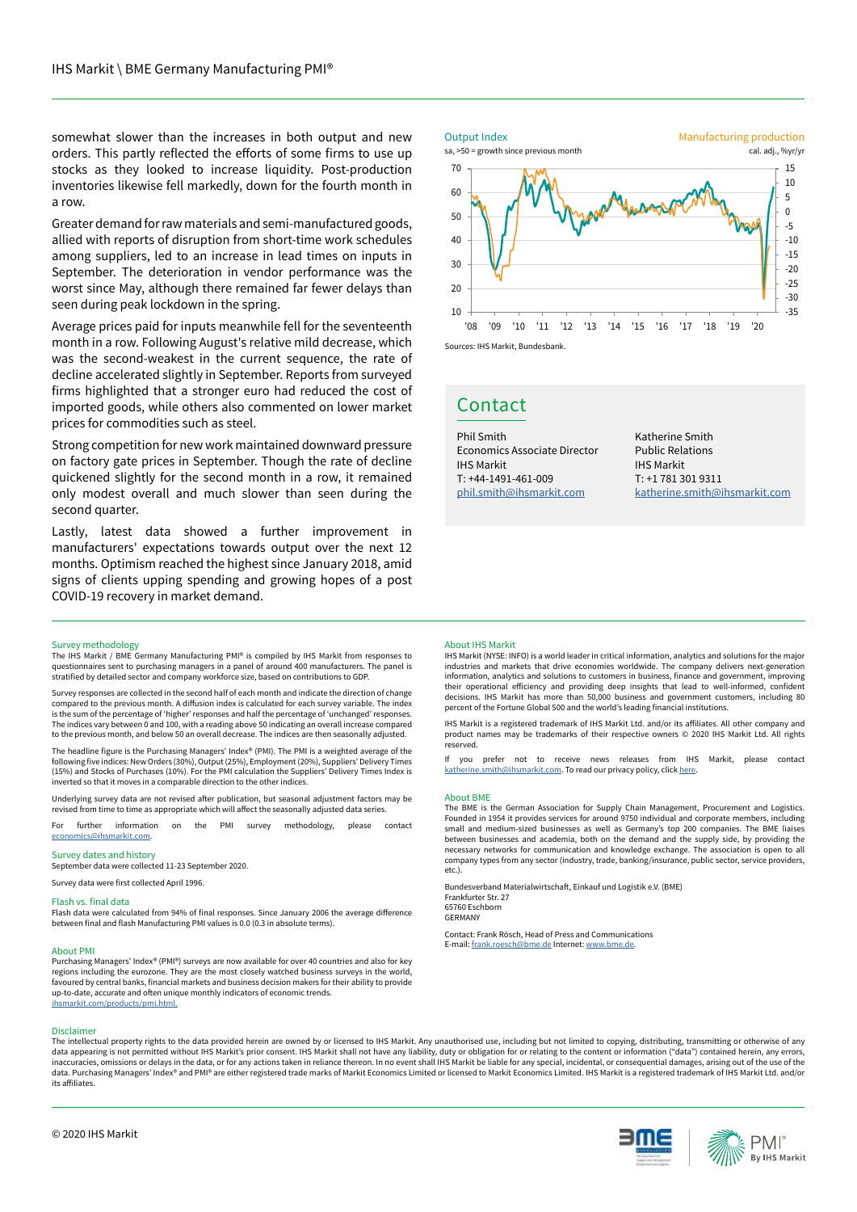somewhat slower than the increases in both output and new orders. This partly reflected the efforts of some firms to use up stocks as they looked to increase liquidity. Post-production inventories likewise fell markedly, down for the fourth month in a row.

Greater demand for raw materials and semi-manufactured goods, allied with reports of disruption from short-time work schedules among suppliers, led to an increase in lead times on inputs in September. The deterioration in vendor performance was the worst since May, although there remained far fewer delays than seen during peak lockdown in the spring.

Average prices paid for inputs meanwhile fell for the seventeenth month in a row. Following August's relative mild decrease, which was the second-weakest in the current sequence, the rate of decline accelerated slightly in September. Reports from surveyed firms highlighted that a stronger euro had reduced the cost of imported goods, while others also commented on lower market prices for commodities such as steel.

Strong competition for new work maintained downward pressure on factory gate prices in September. Though the rate of decline quickened slightly for the second month in a row, it remained only modest overall and much slower than seen during the second quarter.

Lastly, latest data showed a further improvement in manufacturers' expectations towards output over the next 12 months. Optimism reached the highest since January 2018, amid signs of clients upping spending and growing hopes of a post COVID-19 recovery in market demand.

Output Index
sa, >50 = growth since previous month

Manufacturing production
cal. adj., %yr/yr

70
60
50
40
30
20
10

15
10
5
0
-5
-10
-15
-20
-25
-30
-35

'08 '09 '10 '11 '12 '13 '14 '15 '16 '17 '18 '19 '20

Sources: IHS Markit, Bundesbank.

## Contact

Phil Smith
Economics Associate Director
IHS Markit
T: +44-1491-461-009
phil.smith@ihsmarkit.com

Katherine Smith
Public Relations
IHS Markit
T: +1 781 301 9311
katherine.smith@ihsmarkit.com

### Survey methodology

The IHS Markit / BME Germany Manufacturing PMI® is compiled by IHS Markit from responses to questionnaires sent to purchasing managers in a panel of around 400 manufacturers. The panel is stratified by detailed sector and company workforce size, based on contributions to GDP.

Survey responses are collected in the second half of each month and indicate the direction of change compared to the previous month. A diffusion index is calculated for each survey variable. The index is the sum of the percentage of 'higher' responses and half the percentage of 'unchanged' responses. The indices vary between 0 and 100, with a reading above 50 indicating an overall increase compared to the previous month, and below 50 an overall decrease. The indices are then seasonally adjusted.

The headline figure is the Purchasing Managers' Index® (PMI). The PMI is a weighted average of the following five indices: New Orders (30%), Output (25%), Employment (20%), Suppliers' Delivery Times (15%) and Stocks of Purchases (10%). For the PMI calculation the Suppliers' Delivery Times Index is inverted so that it moves in a comparable direction to the other indices.

Underlying survey data are not revised after publication, but seasonal adjustment factors may be revised from time to time as appropriate which will affect the seasonally adjusted data series.

For further information on the PMI survey methodology, please contact economics@ihsmarkit.com.

### Survey dates and history

September data were collected 11-23 September 2020.

Survey data were first collected April 1996.

### Flash vs. final data

Flash data were calculated from 94% of final responses. Since January 2006 the average difference between final and flash Manufacturing PMI values is 0.0 (0.3 in absolute terms).

### About PMI

Purchasing Managers' Index® (PMI®) surveys are now available for over 40 countries and also for key regions including the eurozone. They are the most closely watched business surveys in the world, favoured by central banks, financial markets and business decision makers for their ability to provide up-to-date, accurate and often unique monthly indicators of economic trends.
ihsmarkit.com/products/pmi.html.

### About IHS Markit

IHS Markit (NYSE: INFO) is a world leader in critical information, analytics and solutions for the major industries and markets that drive economies worldwide. The company delivers next-generation information, analytics and solutions to customers in business, finance and government, improving their operational efficiency and providing deep insights that lead to well-informed, confident decisions. IHS Markit has more than 50,000 business and government customers, including 80 percent of the Fortune Global 500 and the world's leading financial institutions.

IHS Markit is a registered trademark of IHS Markit Ltd. and/or its affiliates. All other company and product names may be trademarks of their respective owners © 2020 IHS Markit Ltd. All rights reserved.

If you prefer not to receive news releases from IHS Markit, please contact katherine.smith@ihsmarkit.com. To read our privacy policy, click here.

### About BME

The BME is the German Association for Supply Chain Management, Procurement and Logistics. Founded in 1954 it provides services for around 9750 individual and corporate members, including small and medium-sized businesses as well as Germany's top 200 companies. The BME liaises between businesses and academia, both on the demand and the supply side, by providing the necessary networks for communication and knowledge exchange. The association is open to all company types from any sector (industry, trade, banking/insurance, public sector, service providers, etc.).

Bundesverband Materialwirtschaft, Einkauf und Logistik e.V. (BME)
Frankfurter Str. 27
65760 Eschborn
GERMANY

Contact: Frank Rösch, Head of Press and Communications
E-mail: frank.roesch@bme.de Internet: www.bme.de.

### Disclaimer

The intellectual property rights to the data provided herein are owned by or licensed to IHS Markit. Any unauthorised use, including but not limited to copying, distributing, transmitting or otherwise of any data appearing is not permitted without IHS Markit's prior consent. IHS Markit shall not have any liability, duty or obligation for or relating to the content or information ("data") contained herein, any errors, inaccuracies, omissions or delays in the data, or for any actions taken in reliance thereon. In no event shall IHS Markit be liable for any special, incidental, or consequential damages, arising out of the use of the data. Purchasing Managers' Index® and PMI® are either registered trade marks of Markit Economics Limited or licensed to Markit Economics Limited. IHS Markit is a registered trademark of IHS Markit Ltd. and/or its affiliates.

© 2020 IHS Markit